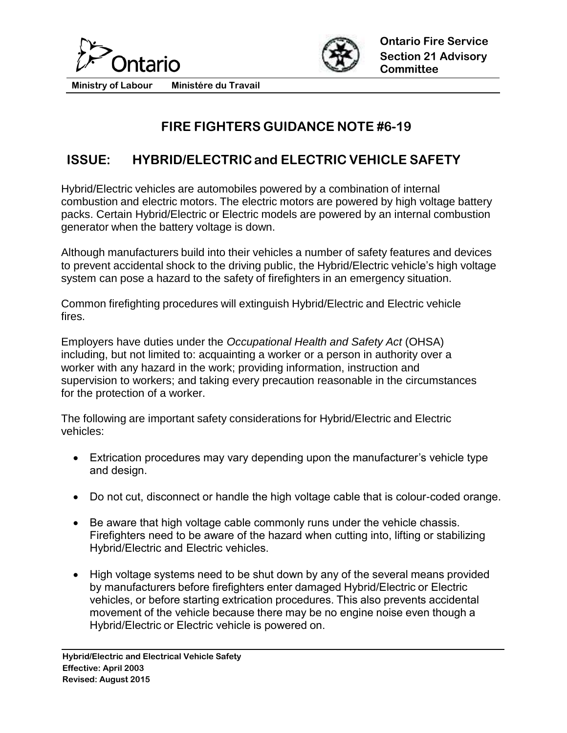Ontario

Ministry of Labour Ministére du Travail

**Ontario Fire Service Section 21 Advisory Committee**

# FIRE FIGHTERS GUIDANCE NOTE #6-19

## ISSUE: HYBRID/ELECTRIC and ELECTRIC VEHICLE SAFETY

Hybrid/Electric vehicles are automobiles powered by a combination of internal combustion and electric motors. The electric motors are powered by high voltage battery packs. Certain Hybrid/Electric or Electric models are powered by an internal combustion generator when the battery voltage is down.

Although manufacturers build into their vehicles a number of safety features and devices to prevent accidental shock to the driving public, the Hybrid/Electric vehicle's high voltage system can pose a hazard to the safety of firefighters in an emergency situation.

Common firefighting procedures will extinguish Hybrid/Electric and Electric vehicle fires.

Employers have duties under the *Occupational Health and Safety Act* (OHSA) including, but not limited to: acquainting a worker or a person in authority over a worker with any hazard in the work; providing information, instruction and supervision to workers; and taking every precaution reasonable in the circumstances for the protection of a worker.

The following are important safety considerations for Hybrid/Electric and Electric vehicles:

- Extrication procedures may vary depending upon the manufacturer's vehicle type and design.
- Do not cut, disconnect or handle the high voltage cable that is colour-coded orange.
- Be aware that high voltage cable commonly runs under the vehicle chassis. Firefighters need to be aware of the hazard when cutting into, lifting or stabilizing Hybrid/Electric and Electric vehicles.
- High voltage systems need to be shut down by any of the several means provided by manufacturers before firefighters enter damaged Hybrid/Electric or Electric vehicles, or before starting extrication procedures. This also prevents accidental movement of the vehicle because there may be no engine noise even though a Hybrid/Electric or Electric vehicle is powered on.

**Hybrid/Electric and Electrical Vehicle Safety**
**Effective: April 2003**
**Revised: August 2015**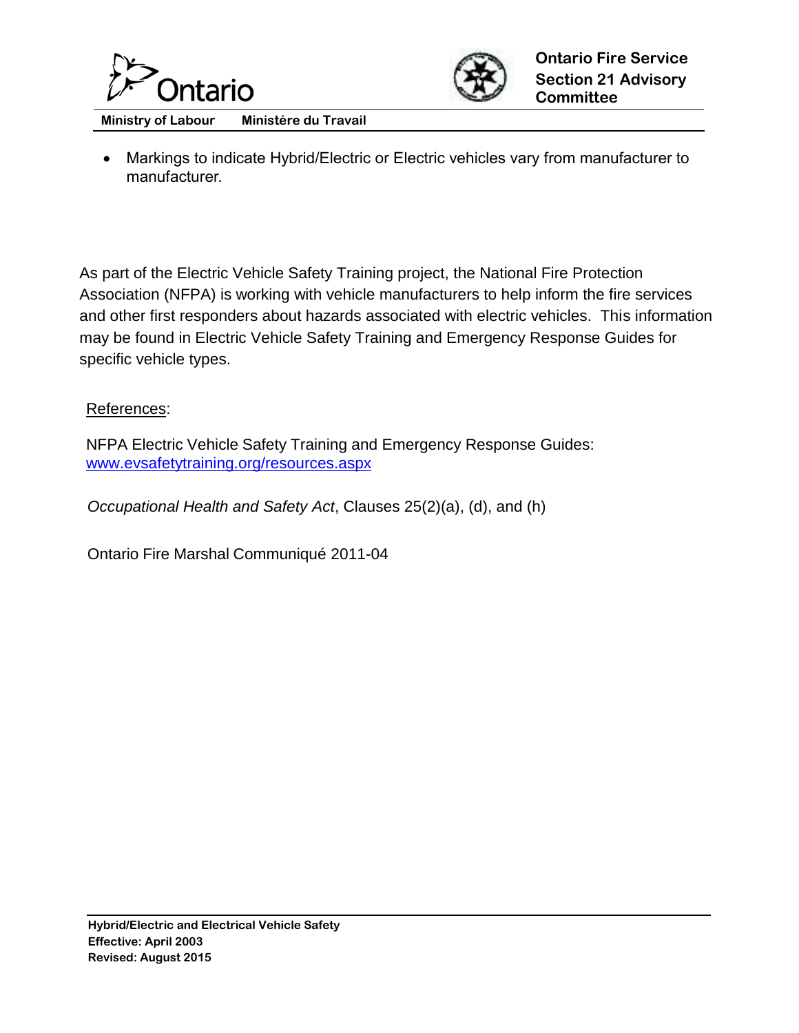- Markings to indicate Hybrid/Electric or Electric vehicles vary from manufacturer to manufacturer.

As part of the Electric Vehicle Safety Training project, the National Fire Protection Association (NFPA) is working with vehicle manufacturers to help inform the fire services and other first responders about hazards associated with electric vehicles. This information may be found in Electric Vehicle Safety Training and Emergency Response Guides for specific vehicle types.

References:

NFPA Electric Vehicle Safety Training and Emergency Response Guides: [www.evsafetytraining.org/resources.aspx](http://www.evsafetytraining.org/resources.aspx)

*Occupational Health and Safety Act*, Clauses 25(2)(a), (d), and (h)

Ontario Fire Marshal Communiqué 2011-04